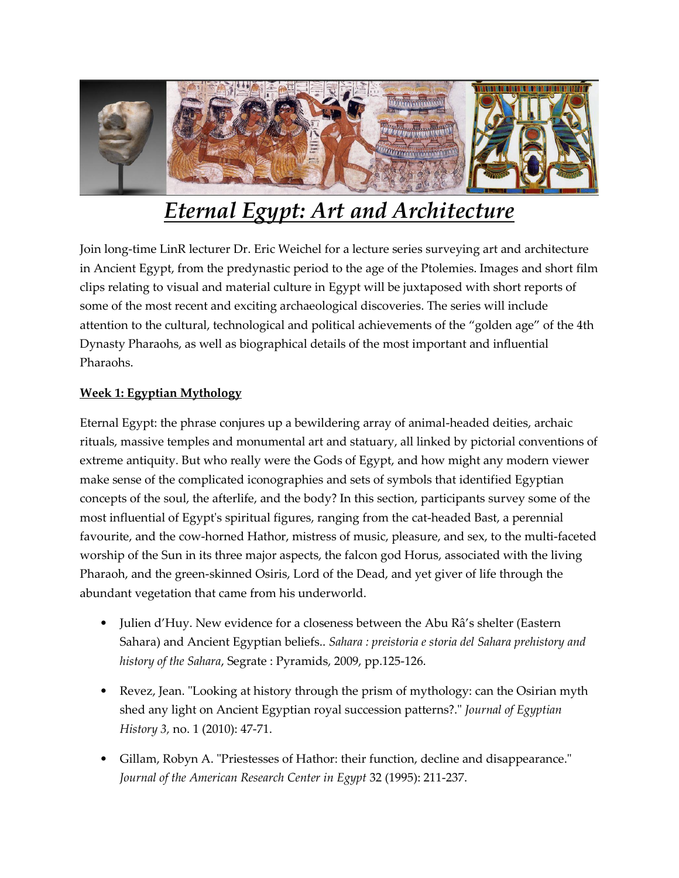# *Eternal Egypt: Art and Architecture*

Join long-time LinR lecturer Dr. Eric Weichel for a lecture series surveying art and architecture in Ancient Egypt, from the predynastic period to the age of the Ptolemies. Images and short film clips relating to visual and material culture in Egypt will be juxtaposed with short reports of some of the most recent and exciting archaeological discoveries. The series will include attention to the cultural, technological and political achievements of the "golden age" of the 4th Dynasty Pharaohs, as well as biographical details of the most important and influential Pharaohs.

**Week 1: Egyptian Mythology**

Eternal Egypt: the phrase conjures up a bewildering array of animal-headed deities, archaic rituals, massive temples and monumental art and statuary, all linked by pictorial conventions of extreme antiquity. But who really were the Gods of Egypt, and how might any modern viewer make sense of the complicated iconographies and sets of symbols that identified Egyptian concepts of the soul, the afterlife, and the body? In this section, participants survey some of the most influential of Egypt's spiritual figures, ranging from the cat-headed Bast, a perennial favourite, and the cow-horned Hathor, mistress of music, pleasure, and sex, to the multi-faceted worship of the Sun in its three major aspects, the falcon god Horus, associated with the living Pharaoh, and the green-skinned Osiris, Lord of the Dead, and yet giver of life through the abundant vegetation that came from his underworld.

- Julien d'Huy. New evidence for a closeness between the Abu Râ's shelter (Eastern Sahara) and Ancient Egyptian beliefs.. *Sahara : preistoria e storia del Sahara prehistory and history of the Sahara*, Segrate : Pyramids, 2009, pp.125-126.
- Revez, Jean. "Looking at history through the prism of mythology: can the Osirian myth shed any light on Ancient Egyptian royal succession patterns?." *Journal of Egyptian History 3,* no. 1 (2010): 47-71.
- Gillam, Robyn A. "Priestesses of Hathor: their function, decline and disappearance." *Journal of the American Research Center in Egypt* 32 (1995): 211-237.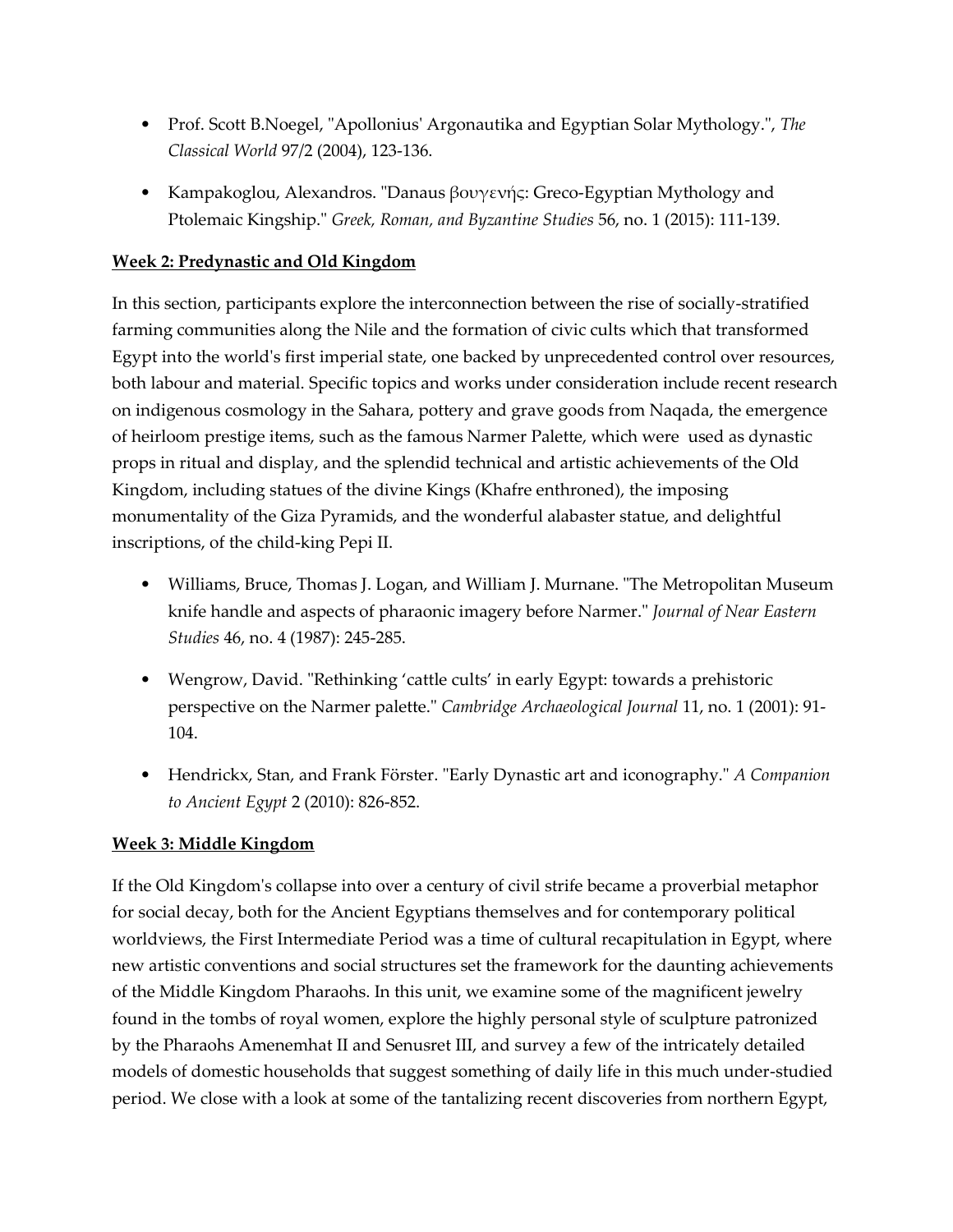- Prof. Scott B.Noegel, "Apollonius' Argonautika and Egyptian Solar Mythology.", *The Classical World* 97/2 (2004), 123-136.

- Kampakoglou, Alexandros. "Danaus βουγενής: Greco-Egyptian Mythology and Ptolemaic Kingship." *Greek, Roman, and Byzantine Studies* 56, no. 1 (2015): 111-139.

**Week 2: Predynastic and Old Kingdom**

In this section, participants explore the interconnection between the rise of socially-stratified farming communities along the Nile and the formation of civic cults which that transformed Egypt into the world's first imperial state, one backed by unprecedented control over resources, both labour and material. Specific topics and works under consideration include recent research on indigenous cosmology in the Sahara, pottery and grave goods from Naqada, the emergence of heirloom prestige items, such as the famous Narmer Palette, which were used as dynastic props in ritual and display, and the splendid technical and artistic achievements of the Old Kingdom, including statues of the divine Kings (Khafre enthroned), the imposing monumentality of the Giza Pyramids, and the wonderful alabaster statue, and delightful inscriptions, of the child-king Pepi II.

- Williams, Bruce, Thomas J. Logan, and William J. Murnane. "The Metropolitan Museum knife handle and aspects of pharaonic imagery before Narmer." *Journal of Near Eastern Studies* 46, no. 4 (1987): 245-285.

- Wengrow, David. "Rethinking 'cattle cults' in early Egypt: towards a prehistoric perspective on the Narmer palette." *Cambridge Archaeological Journal* 11, no. 1 (2001): 91-104.

- Hendrickx, Stan, and Frank Förster. "Early Dynastic art and iconography." *A Companion to Ancient Egypt* 2 (2010): 826-852.

**Week 3: Middle Kingdom**

If the Old Kingdom's collapse into over a century of civil strife became a proverbial metaphor for social decay, both for the Ancient Egyptians themselves and for contemporary political worldviews, the First Intermediate Period was a time of cultural recapitulation in Egypt, where new artistic conventions and social structures set the framework for the daunting achievements of the Middle Kingdom Pharaohs. In this unit, we examine some of the magnificent jewelry found in the tombs of royal women, explore the highly personal style of sculpture patronized by the Pharaohs Amenemhat II and Senusret III, and survey a few of the intricately detailed models of domestic households that suggest something of daily life in this much under-studied period. We close with a look at some of the tantalizing recent discoveries from northern Egypt,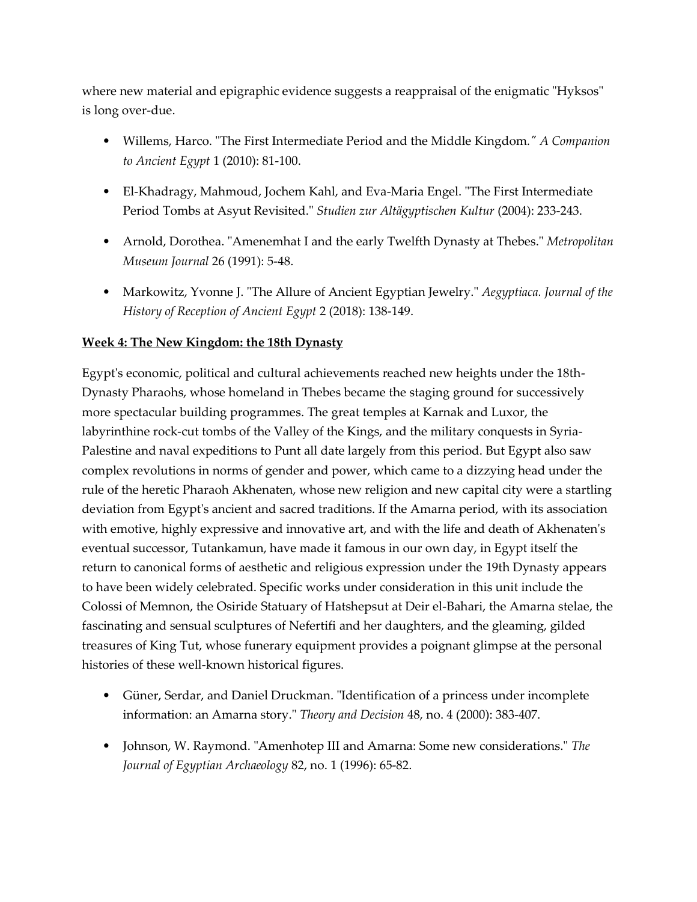where new material and epigraphic evidence suggests a reappraisal of the enigmatic "Hyksos" is long over-due.

- Willems, Harco. "The First Intermediate Period and the Middle Kingdom." *A Companion to Ancient Egypt* 1 (2010): 81-100.
- El-Khadragy, Mahmoud, Jochem Kahl, and Eva-Maria Engel. "The First Intermediate Period Tombs at Asyut Revisited." *Studien zur Altägyptischen Kultur* (2004): 233-243.
- Arnold, Dorothea. "Amenemhat I and the early Twelfth Dynasty at Thebes." *Metropolitan Museum Journal* 26 (1991): 5-48.
- Markowitz, Yvonne J. "The Allure of Ancient Egyptian Jewelry." *Aegyptiaca. Journal of the History of Reception of Ancient Egypt* 2 (2018): 138-149.

**<u>Week 4: The New Kingdom: the 18th Dynasty</u>**

Egypt's economic, political and cultural achievements reached new heights under the 18th-Dynasty Pharaohs, whose homeland in Thebes became the staging ground for successively more spectacular building programmes. The great temples at Karnak and Luxor, the labyrinthine rock-cut tombs of the Valley of the Kings, and the military conquests in Syria-Palestine and naval expeditions to Punt all date largely from this period. But Egypt also saw complex revolutions in norms of gender and power, which came to a dizzying head under the rule of the heretic Pharaoh Akhenaten, whose new religion and new capital city were a startling deviation from Egypt's ancient and sacred traditions. If the Amarna period, with its association with emotive, highly expressive and innovative art, and with the life and death of Akhenaten's eventual successor, Tutankamun, have made it famous in our own day, in Egypt itself the return to canonical forms of aesthetic and religious expression under the 19th Dynasty appears to have been widely celebrated. Specific works under consideration in this unit include the Colossi of Memnon, the Osiride Statuary of Hatshepsut at Deir el-Bahari, the Amarna stelae, the fascinating and sensual sculptures of Nefertifi and her daughters, and the gleaming, gilded treasures of King Tut, whose funerary equipment provides a poignant glimpse at the personal histories of these well-known historical figures.

- Güner, Serdar, and Daniel Druckman. "Identification of a princess under incomplete information: an Amarna story." *Theory and Decision* 48, no. 4 (2000): 383-407.
- Johnson, W. Raymond. "Amenhotep III and Amarna: Some new considerations." *The Journal of Egyptian Archaeology* 82, no. 1 (1996): 65-82.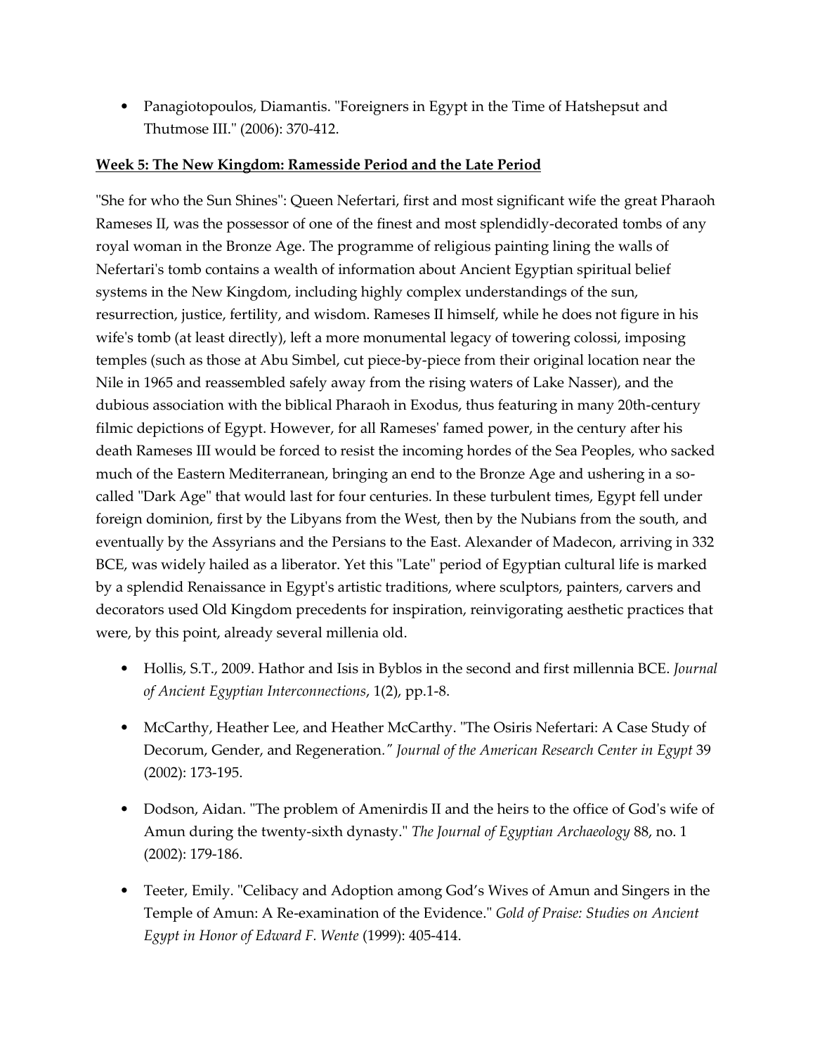- Panagiotopoulos, Diamantis. "Foreigners in Egypt in the Time of Hatshepsut and Thutmose III." (2006): 370-412.

**Week 5: The New Kingdom: Ramesside Period and the Late Period**

"She for who the Sun Shines": Queen Nefertari, first and most significant wife the great Pharaoh Rameses II, was the possessor of one of the finest and most splendidly-decorated tombs of any royal woman in the Bronze Age. The programme of religious painting lining the walls of Nefertari's tomb contains a wealth of information about Ancient Egyptian spiritual belief systems in the New Kingdom, including highly complex understandings of the sun, resurrection, justice, fertility, and wisdom. Rameses II himself, while he does not figure in his wife's tomb (at least directly), left a more monumental legacy of towering colossi, imposing temples (such as those at Abu Simbel, cut piece-by-piece from their original location near the Nile in 1965 and reassembled safely away from the rising waters of Lake Nasser), and the dubious association with the biblical Pharaoh in Exodus, thus featuring in many 20th-century filmic depictions of Egypt. However, for all Rameses' famed power, in the century after his death Rameses III would be forced to resist the incoming hordes of the Sea Peoples, who sacked much of the Eastern Mediterranean, bringing an end to the Bronze Age and ushering in a so-called "Dark Age" that would last for four centuries. In these turbulent times, Egypt fell under foreign dominion, first by the Libyans from the West, then by the Nubians from the south, and eventually by the Assyrians and the Persians to the East. Alexander of Madecon, arriving in 332 BCE, was widely hailed as a liberator. Yet this "Late" period of Egyptian cultural life is marked by a splendid Renaissance in Egypt's artistic traditions, where sculptors, painters, carvers and decorators used Old Kingdom precedents for inspiration, reinvigorating aesthetic practices that were, by this point, already several millenia old.

- Hollis, S.T., 2009. Hathor and Isis in Byblos in the second and first millennia BCE. *Journal of Ancient Egyptian Interconnections*, 1(2), pp.1-8.
- McCarthy, Heather Lee, and Heather McCarthy. "The Osiris Nefertari: A Case Study of Decorum, Gender, and Regeneration." *Journal of the American Research Center in Egypt* 39 (2002): 173-195.
- Dodson, Aidan. "The problem of Amenirdis II and the heirs to the office of God's wife of Amun during the twenty-sixth dynasty." *The Journal of Egyptian Archaeology* 88, no. 1 (2002): 179-186.
- Teeter, Emily. "Celibacy and Adoption among God's Wives of Amun and Singers in the Temple of Amun: A Re-examination of the Evidence." *Gold of Praise: Studies on Ancient Egypt in Honor of Edward F. Wente* (1999): 405-414.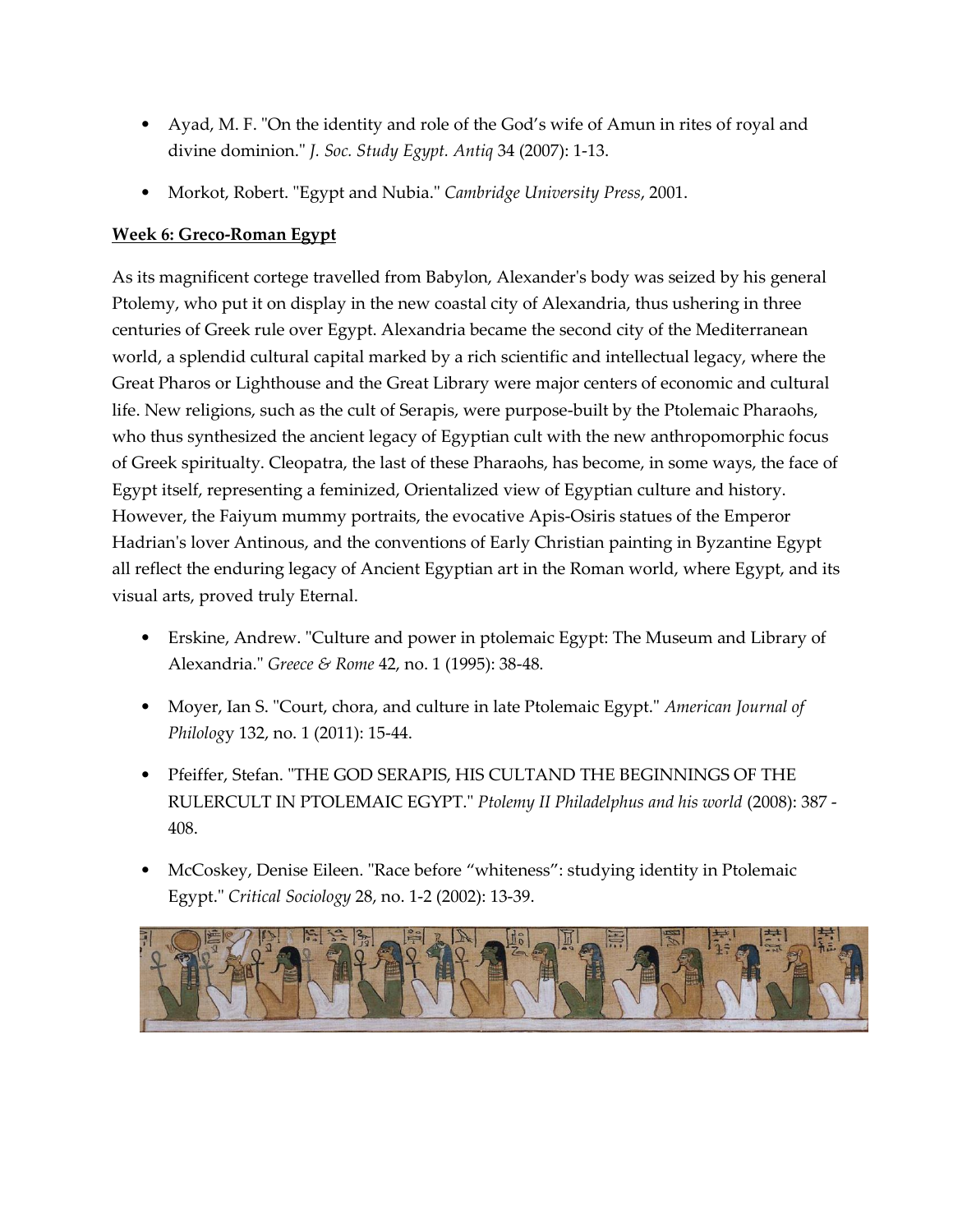- Ayad, M. F. "On the identity and role of the God's wife of Amun in rites of royal and divine dominion." *J. Soc. Study Egypt. Antiq* 34 (2007): 1-13.

- Morkot, Robert. "Egypt and Nubia." *Cambridge University Press*, 2001.

**Week 6: Greco-Roman Egypt**

As its magnificent cortege travelled from Babylon, Alexander's body was seized by his general Ptolemy, who put it on display in the new coastal city of Alexandria, thus ushering in three centuries of Greek rule over Egypt. Alexandria became the second city of the Mediterranean world, a splendid cultural capital marked by a rich scientific and intellectual legacy, where the Great Pharos or Lighthouse and the Great Library were major centers of economic and cultural life. New religions, such as the cult of Serapis, were purpose-built by the Ptolemaic Pharaohs, who thus synthesized the ancient legacy of Egyptian cult with the new anthropomorphic focus of Greek spiritualty. Cleopatra, the last of these Pharaohs, has become, in some ways, the face of Egypt itself, representing a feminized, Orientalized view of Egyptian culture and history. However, the Faiyum mummy portraits, the evocative Apis-Osiris statues of the Emperor Hadrian's lover Antinous, and the conventions of Early Christian painting in Byzantine Egypt all reflect the enduring legacy of Ancient Egyptian art in the Roman world, where Egypt, and its visual arts, proved truly Eternal.

- Erskine, Andrew. "Culture and power in ptolemaic Egypt: The Museum and Library of Alexandria." *Greece & Rome* 42, no. 1 (1995): 38-48.

- Moyer, Ian S. "Court, chora, and culture in late Ptolemaic Egypt." *American Journal of Philology* 132, no. 1 (2011): 15-44.

- Pfeiffer, Stefan. "THE GOD SERAPIS, HIS CULTAND THE BEGINNINGS OF THE RULERCULT IN PTOLEMAIC EGYPT." *Ptolemy II Philadelphus and his world* (2008): 387 - 408.

- McCoskey, Denise Eileen. "Race before "whiteness": studying identity in Ptolemaic Egypt." *Critical Sociology* 28, no. 1-2 (2002): 13-39.